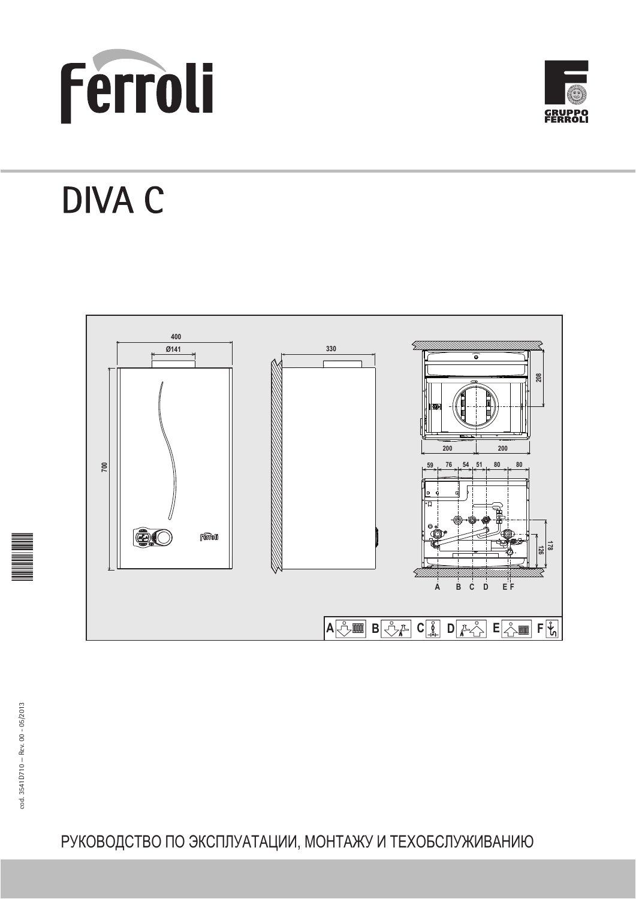# DIVA C

400

Ø141

330

700

208

200

200

59 76 54 51 80 80

178

126

A B C D E F

cod. 3541D710 — Rev. 00 - 05/2013

РУКОВОДСТВО ПО ЭКСПЛУАТАЦИИ, МОНТАЖУ И ТЕХОБСЛУЖИВАНИЮ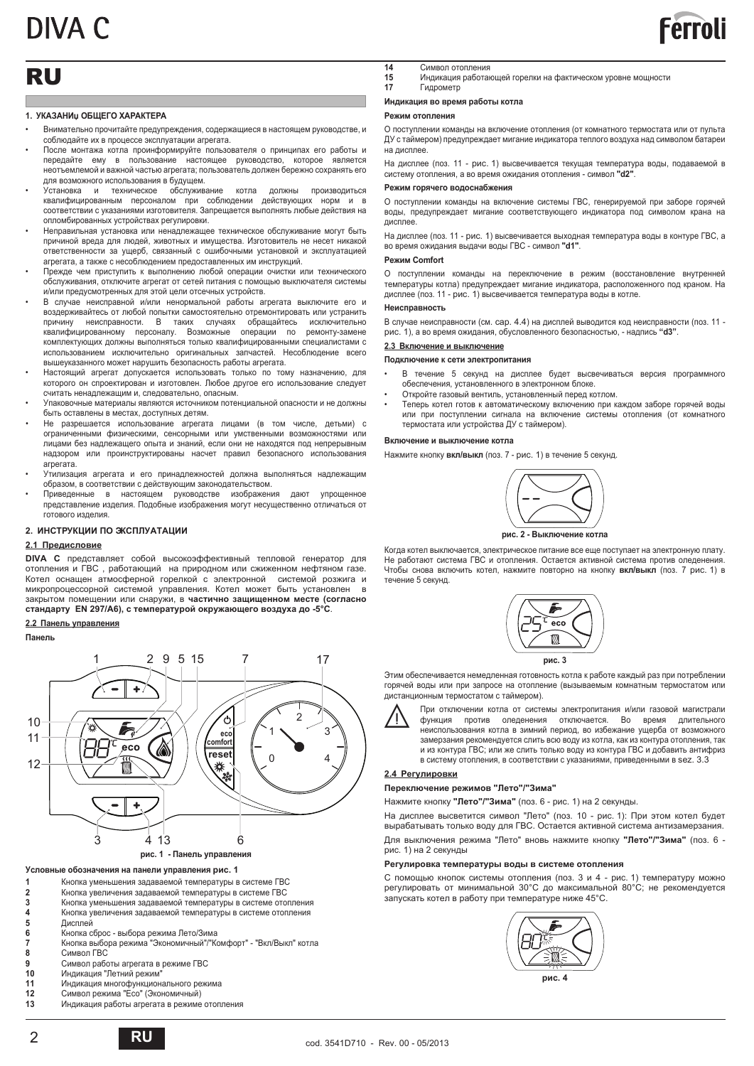# DIVA C

# RU

### 1. УКАЗАНИџ ОБЩЕГО ХАРАКТЕРА

- Внимательно прочитайте предупреждения, содержащиеся в настоящем руководстве, и соблюдайте их в процессе эксплуатации агрегата.
- После монтажа котла проинформируйте пользователя о принципах его работы и передайте ему в пользование настоящее руководство, которое является неотъемлемой и важной частью агрегата; пользователь должен бережно сохранять его для возможного использования в будущем.
- Установка и техническое обслуживание котла должны производиться квалифицированным персоналом при соблюдении действующих норм и в соответствии с указаниями изготовителя. Запрещается выполнять любые действия на опломбированных устройствах регулировки.
- Неправильная установка или ненадлежащее техническое обслуживание могут быть причиной вреда для людей, животных и имущества. Изготовитель не несет никакой ответственности за ущерб, связанный с ошибочными установкой и эксплуатацией агрегата, а также с несоблюдением предоставленных им инструкций.
- Прежде чем приступить к выполнению любой операции очистки или технического обслуживания, отключите агрегат от сетей питания с помощью выключателя системы и/или предусмотренных для этой цели отсечных устройств.
- В случае неисправной и/или ненормальной работы агрегата выключите его и воздерживайтесь от любой попытки самостоятельно отремонтировать или устранить причину неисправности. В таких случаях обращайтесь исключительно квалифицированному персоналу. Возможные операции по ремонту-замене комплектующих должны выполняться только квалифицированными специалистами с использованием исключительно оригинальных запчастей. Несоблюдение всего вышеуказанного может нарушить безопасность работы агрегата.
- Настоящий агрегат допускается использовать только по тому назначению, для которого он спроектирован и изготовлен. Любое другое его использование следует считать ненадлежащим и, следовательно, опасным.
- Упаковочные материалы являются источником потенциальной опасности и не должны быть оставлены в местах, доступных детям.
- Не разрешается использование агрегата лицами (в том числе, детьми) с ограниченными физическими, сенсорными или умственными возможностями или лицами без надлежащего опыта и знаний, если они не находятся под непрерывным надзором или проинструктированы насчет правил безопасного использования агрегата.
- Утилизация агрегата и его принадлежностей должна выполняться надлежащим образом, в соответствии с действующим законодательством.
- Приведенные в настоящем руководстве изображения дают упрощенное представление изделия. Подобные изображения могут несущественно отличаться от готового изделия.

### 2. ИНСТРУКЦИИ ПО ЭКСПЛУАТАЦИИ

#### 2.1 Предисловие

**DIVA C** представляет собой высокоэффективный тепловой генератор для отопления и ГВС , работающий на природном или сжиженном нефтяном газе. Котел оснащен атмосферной горелкой с электронной системой розжига и микропроцессорной системой управления. Котел может быть установлен в закрытом помещении или снаружи, в **частично защищенном месте (согласно стандарту EN 297/A6), с температурой окружающего воздуха до -5°C**.

#### 2.2 Панель управления

**Панель**

рис. 1 - Панель управления

**Условные обозначения на панели управления рис. 1**

- **1** Кнопка уменьшения задаваемой температуры в системе ГВС
- **2** Кнопка увеличения задаваемой температуры в системе ГВС
- **3** Кнопка уменьшения задаваемой температуры в системе отопления
- **4** Кнопка увеличения задаваемой температуры в системе отопления
- **5** Дисплей
- **6** Кнопка сброс - выбора режима Лето/Зима
- **7** Кнопка выбора режима "Экономичный"/"Комфорт" - "Вкл/Выкл" котла
- **8** Символ ГВС
- **9** Символ работы агрегата в режиме ГВС
- **10** Индикация "Летний режим"
- **11** Индикация многофункционального режима
- **12** Символ режима "Eco" (Экономичный)
- **13** Индикация работы агрегата в режиме отопления
- **14** Символ отопления
- **15** Индикация работающей горелки на фактическом уровне мощности
- **17** Гидрометр

**Индикация во время работы котла**

**Режим отопления**

О поступлении команды на включение отопления (от комнатного термостата или от пульта ДУ с таймером) предупреждает мигание индикатора теплого воздуха над символом батареи на дисплее.

На дисплее (поз. 11 - рис. 1) высвечивается текущая температура воды, подаваемой в систему отопления, а во время ожидания отопления - символ **"d2"**.

**Режим горячего водоснабжения**

О поступлении команды на включение системы ГВС, генерируемой при заборе горячей воды, предупреждает мигание соответствующего индикатора под символом крана на дисплее.

На дисплее (поз. 11 - рис. 1) высвечивается выходная температура воды в контуре ГВС, а во время ожидания выдачи воды ГВС - символ **"d1"**.

**Режим Comfort**

О поступлении команды на переключение в режим (восстановление внутренней температуры котла) предупреждает мигание индикатора, расположенного под краном. На дисплее (поз. 11 - рис. 1) высвечивается температура воды в котле.

**Неисправность**

В случае неисправности (см. cap. 4.4) на дисплей выводится код неисправности (поз. 11 - рис. 1), а во время ожидания, обусловленного безопасностью, - надпись **"d3"**.

#### 2.3 Включение и выключение

**Подключение к сети электропитания**

- В течение 5 секунд на дисплее будет высвечиваться версия программного обеспечения, установленного в электронном блоке.
- Откройте газовый вентиль, установленный перед котлом.
- Теперь котел готов к автоматическому включению при каждом заборе горячей воды или при поступлении сигнала на включение системы отопления (от комнатного термостата или устройства ДУ с таймером).

**Включение и выключение котла**

Нажмите кнопку **вкл/выкл** (поз. 7 - рис. 1) в течение 5 секунд.

рис. 2 - Выключение котла

Когда котел выключается, электрическое питание все еще поступает на электронную плату. Не работают система ГВС и отопления. Остается активной система против оледенения. Чтобы снова включить котел, нажмите повторно на кнопку **вкл/выкл** (поз. 7 рис. 1) в течение 5 секунд.

рис. 3

Этим обеспечивается немедленная готовность котла к работе каждый раз при потреблении горячей воды или при запросе на отопление (вызываемым комнатным термостатом или дистанционным термостатом с таймером).

При отключении котла от системы электропитания и/или газовой магистрали функция против оледенения отключается. Во время длительного неиспользования котла в зимний период, во избежание ущерба от возможного замерзания рекомендуется слить всю воду из котла, как из контура отопления, так и из контура ГВС; или же слить только воду из контура ГВС и добавить антифриз в систему отопления, в соответствии с указаниями, приведенными в sez. 3.3

#### 2.4 Регулировки

**Переключение режимов "Лето"/"Зима"**

Нажмите кнопку **"Лето"/"Зима"** (поз. 6 - рис. 1) на 2 секунды.

На дисплее высветится символ "Лето" (поз. 10 - рис. 1): При этом котел будет вырабатывать только воду для ГВС. Остается активной система антизамерзания.

Для выключения режима "Лето" вновь нажмите кнопку **"Лето"/"Зима"** (поз. 6 - рис. 1) на 2 секунды

**Регулировка температуры воды в системе отопления**

С помощью кнопок системы отопления (поз. 3 и 4 - рис. 1) температуру можно регулировать от минимальной 30°C до максимальной 80°C; не рекомендуется запускать котел в работу при температуре ниже 45°C.

рис. 4

cod. 3541D710 - Rev. 00 - 05/2013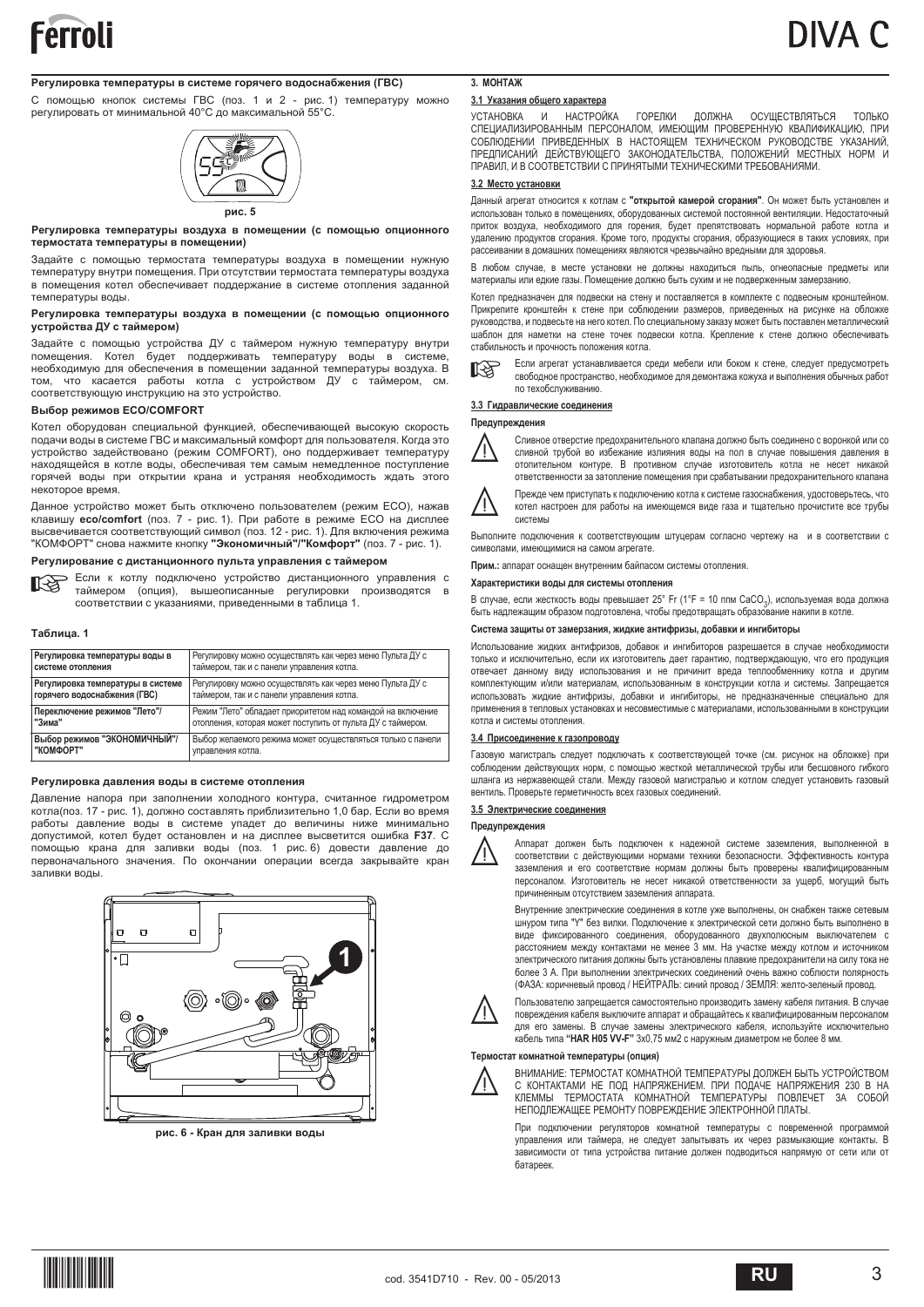#### Регулировка температуры в системе горячего водоснабжения (ГВС)

С помощью кнопок системы ГВС (поз. 1 и 2 - рис. 1) температуру можно регулировать от минимальной 40°C до максимальной 55°C.

рис. 5

#### Регулировка температуры воздуха в помещении (с помощью опционного термостата температуры в помещении)

Задайте с помощью термостата температуры воздуха в помещении нужную температуру внутри помещения. При отсутствии термостата температуры воздуха в помещения котел обеспечивает поддержание в системе отопления заданной температуры воды.

#### Регулировка температуры воздуха в помещении (с помощью опционного устройства ДУ с таймером)

Задайте с помощью устройства ДУ с таймером нужную температуру внутри помещения. Котел будет поддерживать температуру воды в системе, необходимую для обеспечения в помещении заданной температуры воздуха. В том, что касается работы котла с устройством ДУ с таймером, см. соответствующую инструкцию на это устройство.

#### Выбор режимов ECO/COMFORT

Котел оборудован специальной функцией, обеспечивающей высокую скорость подачи воды в системе ГВС и максимальный комфорт для пользователя. Когда это устройство задействовано (режим COMFORT), оно поддерживает температуру находящейся в котле воды, обеспечивая тем самым немедленное поступление горячей воды при открытии крана и устраняя необходимость ждать этого некоторое время.

Данное устройство может быть отключено пользователем (режим ECO), нажав клавишу **eco/comfort** (поз. 7 - рис. 1). При работе в режиме ECO на дисплее высвечивается соответствующий символ (поз. 12 - рис. 1). Для включения режима "КОМФОРТ" снова нажмите кнопку **"Экономичный"/"Комфорт"** (поз. 7 - рис. 1).

#### Регулирование с дистанционного пульта управления с таймером

Если к котлу подключено устройство дистанционного управления с таймером (опция), вышеописанные регулировки производятся в соответствии с указаниями, приведенными в таблица 1.

**Таблица. 1**

| | |
|---|---|
| **Регулировка температуры воды в системе отопления** | Регулировку можно осуществлять как через меню Пульта ДУ с таймером, так и с панели управления котла. |
| **Регулировка температуры в системе горячего водоснабжения (ГВС)** | Регулировку можно осуществлять как через меню Пульта ДУ с таймером, так и с панели управления котла. |
| **Переключение режимов "Лето"/ "Зима"** | Режим "Лето" обладает приоритетом над командой на включение отопления, которая может поступить от пульта ДУ с таймером. |
| **Выбор режимов "ЭКОНОМИЧНЫЙ"/ "КОМФОРТ"** | Выбор желаемого режима может осуществляться только с панели управления котла. |

#### Регулировка давления воды в системе отопления

Давление напора при заполнении холодного контура, считанное гидрометром котла(поз. 17 - рис. 1), должно составлять приблизительно 1,0 бар. Если во время работы давление воды в системе упадет до величины ниже минимально допустимой, котел будет остановлен и на дисплее высветится ошибка **F37**. С помощью крана для заливки воды (поз. 1 рис. 6) довести давление до первоначального значения. По окончании операции всегда закрывайте кран заливки воды.

1

**рис. 6 - Кран для заливки воды**

## 3. МОНТАЖ

### 3.1 Указания общего характера

УСТАНОВКА И НАСТРОЙКА ГОРЕЛКИ ДОЛЖНА ОСУЩЕСТВЛЯТЬСЯ ТОЛЬКО СПЕЦИАЛИЗИРОВАННЫМ ПЕРСОНАЛОМ, ИМЕЮЩИМ ПРОВЕРЕННУЮ КВАЛИФИКАЦИЮ, ПРИ СОБЛЮДЕНИИ ПРИВЕДЕННЫХ В НАСТОЯЩЕМ ТЕХНИЧЕСКОМ РУКОВОДСТВЕ УКАЗАНИЙ, ПРЕДПИСАНИЙ ДЕЙСТВУЮЩЕГО ЗАКОНОДАТЕЛЬСТВА, ПОЛОЖЕНИЙ МЕСТНЫХ НОРМ И ПРАВИЛ, И В СООТВЕТСТВИИ С ПРИНЯТЫМИ ТЕХНИЧЕСКИМИ ТРЕБОВАНИЯМИ.

### 3.2 Место установки

Данный агрегат относится к котлам с **"открытой камерой сгорания"**. Он может быть установлен и использован только в помещениях, оборудованных системой постоянной вентиляции. Недостаточный приток воздуха, необходимого для горения, будет препятствовать нормальной работе котла и удалению продуктов сгорания. Кроме того, продукты сгорания, образующиеся в таких условиях, при рассеивании в домашних помещениях являются чрезвычайно вредными для здоровья.

В любом случае, в месте установки не должны находиться пыль, огнеопасные предметы или материалы или едкие газы. Помещение должно быть сухим и не подверженным замерзанию.

Котел предназначен для подвески на стену и поставляется в комплекте с подвесным кронштейном. Прикрепите кронштейн к стене при соблюдении размеров, приведенных на рисунке на обложке руководства, и подвесьте на него котел. По специальному заказу может быть поставлен металлический шаблон для наметки на стене точек подвески котла. Крепление к стене должно обеспечивать стабильность и прочность положения котла.

Если агрегат устанавливается среди мебели или боком к стене, следует предусмотреть свободное пространство, необходимое для демонтажа кожуха и выполнения обычных работ по техобслуживанию.

### 3.3 Гидравлические соединения

**Предупреждения**

Сливное отверстие предохранительного клапана должно быть соединено с воронкой или со сливной трубой во избежание излияния воды на пол в случае повышения давления в отопительном контуре. В противном случае изготовитель котла не несет никакой ответственности за затопление помещения при срабатывании предохранительного клапана

Прежде чем приступать к подключению котла к системе газоснабжения, удостоверьтесь, что котел настроен для работы на имеющемся виде газа и тщательно прочистите все трубы системы

Выполните подключения к соответствующим штуцерам согласно чертежу на и в соответствии с символами, имеющимися на самом агрегате.

**Прим.:** аппарат оснащен внутренним байпасом системы отопления.

**Характеристики воды для системы отопления**

В случае, если жесткость воды превышает 25° Fr (1°F = 10 ппм $CaCO_3$), используемая вода должна быть надлежащим образом подготовлена, чтобы предотвращать образование накипи в котле.

**Система защиты от замерзания, жидкие антифризы, добавки и ингибиторы**

Использование жидких антифризов, добавок и ингибиторов разрешается в случае необходимости только и исключительно, если их изготовитель дает гарантию, подтверждающую, что его продукция отвечает данному виду использования и не причинит вреда теплообменнику котла и другим комплектующим и/или материалам, использованным в конструкции котла и системы. Запрещается использовать жидкие антифризы, добавки и ингибиторы, не предназначенные специально для применения в тепловых установках и несовместимые с материалами, использованными в конструкции котла и системы отопления.

### 3.4 Присоединение к газопроводу

Газовую магистраль следует подключать к соответствующей точке (см. рисунок на обложке) при соблюдении действующих норм, с помощью жесткой металлической трубы или бесшовного гибкого шланга из нержавеющей стали. Между газовой магистралью и котлом следует установить газовый вентиль. Проверьте герметичность всех газовых соединений.

### 3.5 Электрические соединения

**Предупреждения**

Аппарат должен быть подключен к надежной системе заземления, выполненной в соответствии с действующими нормами техники безопасности. Эффективность контура заземления и его соответствие нормам должны быть проверены квалифицированным персоналом. Изготовитель не несет никакой ответственности за ущерб, могущий быть причиненным отсутствием заземления аппарата.

Внутренние электрические соединения в котле уже выполнены, он снабжен также сетевым шнуром типа "Y" без вилки. Подключение к электрической сети должно быть выполнено в виде фиксированного соединения, оборудованного двухполюсным выключателем с расстоянием между контактами не менее 3 мм. На участке между котлом и источником электрического питания должны быть установлены плавкие предохранители на силу тока не более 3 А. При выполнении электрических соединений очень важно соблюсти полярность (ФАЗА: коричневый провод / НЕЙТРАЛЬ: синий провод / ЗЕМЛЯ: желто-зеленый провод.

Пользователю запрещается самостоятельно производить замену кабеля питания. В случае повреждения кабеля выключите аппарат и обращайтесь к квалифицированным персоналом для его замены. В случае замены электрического кабеля, используйте исключительно кабель типа **"HAR H05 VV-F"** 3x0,75 мм2 с наружным диаметром не более 8 мм.

**Термостат комнатной температуры (опция)**

ВНИМАНИЕ: ТЕРМОСТАТ КОМНАТНОЙ ТЕМПЕРАТУРЫ ДОЛЖЕН БЫТЬ УСТРОЙСТВОМ С КОНТАКТАМИ НЕ ПОД НАПРЯЖЕНИЕМ. ПРИ ПОДАЧЕ НАПРЯЖЕНИЯ 230 В НА КЛЕММЫ ТЕРМОСТАТА КОМНАТНОЙ ТЕМПЕРАТУРЫ ПОВЛЕЧЕТ ЗА СОБОЙ НЕПОДЛЕЖАЩЕЕ РЕМОНТУ ПОВРЕЖДЕНИЕ ЭЛЕКТРОННОЙ ПЛАТЫ.

При подключении регуляторов комнатной температуры с повременной программой управления или таймера, не следует запитывать их через размыкающие контакты. В зависимости от типа устройства питание должен подводиться напрямую от сети или от батареек.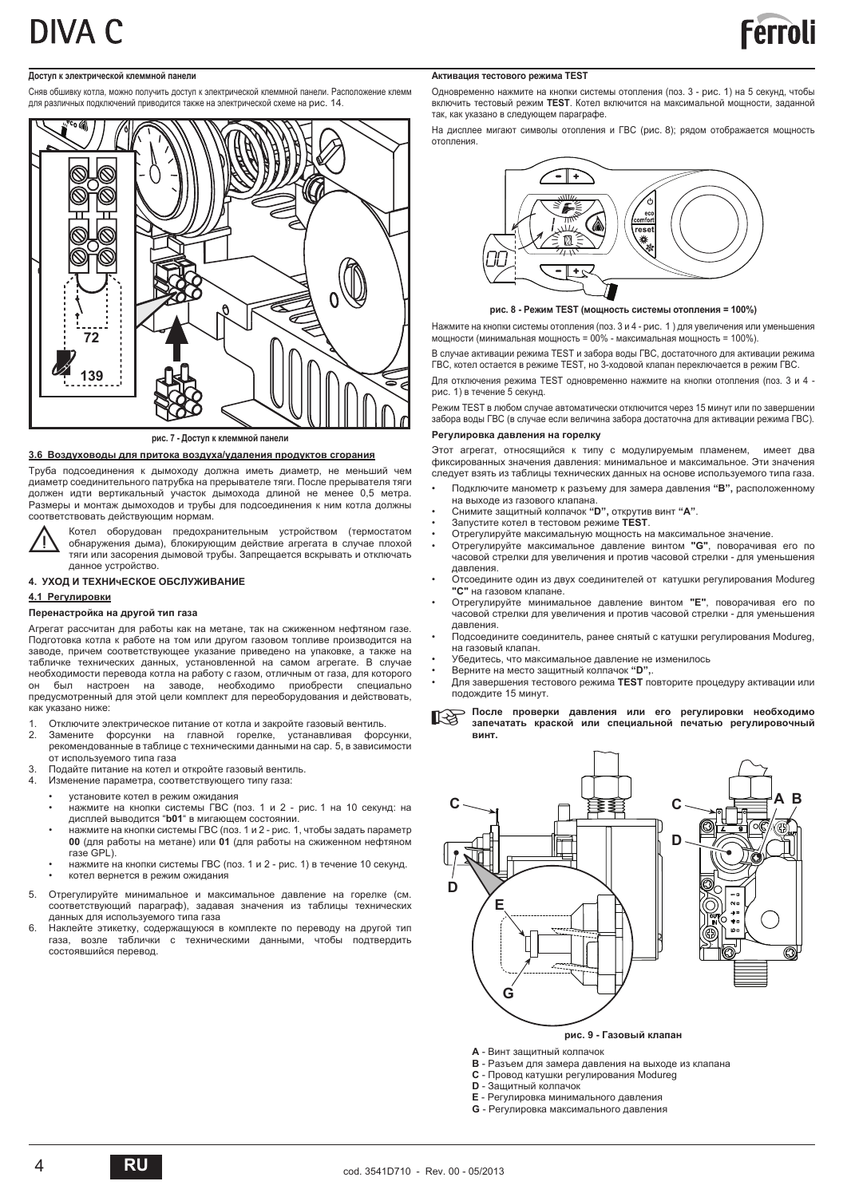#### Доступ к электрической клеммной панели

Сняв обшивку котла, можно получить доступ к электрической клеммной панели. Расположение клемм для различных подключений приводится также на электрической схеме на рис. 14.

72

139

рис. 7 - Доступ к клеммной панели

### 3.6 Воздуховоды для притока воздуха/удаления продуктов сгорания

Труба подсоединения к дымоходу должна иметь диаметр, не меньший чем диаметр соединительного патрубка на прерывателе тяги. После прерывателя тяги должен идти вертикальный участок дымохода длиной не менее 0,5 метра. Размеры и монтаж дымоходов и трубы для подсоединения к ним котла должны соответствовать действующим нормам.

Котел оборудован предохранительным устройством (термостатом обнаружения дыма), блокирующим действие агрегата в случае плохой тяги или засорения дымовой трубы. Запрещается вскрывать и отключать данное устройство.

## 4. УХОД И ТЕХНИчЕСКОЕ ОБСЛУЖИВАНИЕ

### 4.1 Регулировки

#### Перенастройка на другой тип газа

Агрегат рассчитан для работы как на метане, так на сжиженном нефтяном газе. Подготовка котла к работе на том или другом газовом топливе производится на заводе, причем соответствующее указание приведено на упаковке, а также на табличке технических данных, установленной на самом агрегате. В случае необходимости перевода котла на работу с газом, отличным от газа, для которого он был настроен на заводе, необходимо приобрести специально предусмотренный для этой цели комплект для переоборудования и действовать, как указано ниже:

1. Отключите электрическое питание от котла и закройте газовый вентиль.
2. Замените форсунки на главной горелке, устанавливая форсунки, рекомендованные в таблице с техническими данными на сар. 5, в зависимости от используемого типа газа
3. Подайте питание на котел и откройте газовый вентиль.
4. Изменение параметра, соответствующего типу газа:
   - установите котел в режим ожидания
   - нажмите на кнопки системы ГВС (поз. 1 и 2 - рис. 1 на 10 секунд: на дисплей выводится "**b01**" в мигающем состоянии.
   - нажмите на кнопки системы ГВС (поз. 1 и 2 - рис. 1, чтобы задать параметр **00** (для работы на метане) или **01** (для работы на сжиженном нефтяном газе GPL).
   - нажмите на кнопки системы ГВС (поз. 1 и 2 - рис. 1) в течение 10 секунд.
   - котел вернется в режим ожидания
5. Отрегулируйте минимальное и максимальное давление на горелке (см. соответствующий параграф), задавая значения из таблицы технических данных для используемого типа газа
6. Наклейте этикетку, содержащуюся в комплекте по переводу на другой тип газа, возле таблички с техническими данными, чтобы подтвердить состоявшийся перевод.

#### Активация тестового режима TEST

Одновременно нажмите на кнопки системы отопления (поз. 3 - рис. 1) на 5 секунд, чтобы включить тестовый режим **TEST**. Котел включится на максимальной мощности, заданной так, как указано в следующем параграфе.

На дисплее мигают символы отопления и ГВС (рис. 8); рядом отображается мощность отопления.

рис. 8 - Режим TEST (мощность системы отопления = 100%)

Нажмите на кнопки системы отопления (поз. 3 и 4 - рис. 1 ) для увеличения или уменьшения мощности (минимальная мощность = 00% - максимальная мощность = 100%).

В случае активации режима TEST и забора воды ГВС, достаточного для активации режима ГВС, котел остается в режиме TEST, но 3-ходовой клапан переключается в режим ГВС.

Для отключения режима TEST одновременно нажмите на кнопки отопления (поз. 3 и 4 - рис. 1) в течение 5 секунд.

Режим TEST в любом случае автоматически отключится через 15 минут или по завершении забора воды ГВС (в случае если величина забора достаточна для активации режима ГВС).

#### Регулировка давления на горелку

Этот агрегат, относящийся к типу с модулируемым пламенем, имеет два фиксированных значения давления: минимальное и максимальное. Эти значения следует взять из таблицы технических данных на основе используемого типа газа.

- Подключите манометр к разъему для замера давления **"B"**, расположенному на выходе из газового клапана.
- Снимите защитный колпачок **"D"**, открутив винт **"A"**.
- Запустите котел в тестовом режиме **TEST**.
- Отрегулируйте максимальную мощность на максимальное значение.
- Отрегулируйте максимальное давление винтом **"G"**, поворачивая его по часовой стрелки для увеличения и против часовой стрелки - для уменьшения давления.
- Отсоедините один из двух соединителей от катушки регулирования Modureg **"C"** на газовом клапане.
- Отрегулируйте минимальное давление винтом **"E"**, поворачивая его по часовой стрелки для увеличения и против часовой стрелки - для уменьшения давления.
- Подсоедините соединитель, ранее снятый с катушки регулирования Modureg, на газовый клапан.
- Убедитесь, что максимальное давление не изменилось
- Верните на место защитный колпачок **"D"**,.
- Для завершения тестового режима **TEST** повторите процедуру активации или подождите 15 минут.

**После проверки давления или его регулировки необходимо запечатать краской или специальной печатью регулировочный винт.**

рис. 9 - Газовый клапан

**A** - Винт защитный колпачок
**B** - Разъем для замера давления на выходе из клапана
**C** - Провод катушки регулирования Modureg
**D** - Защитный колпачок
**E** - Регулировка минимального давления
**G** - Регулировка максимального давления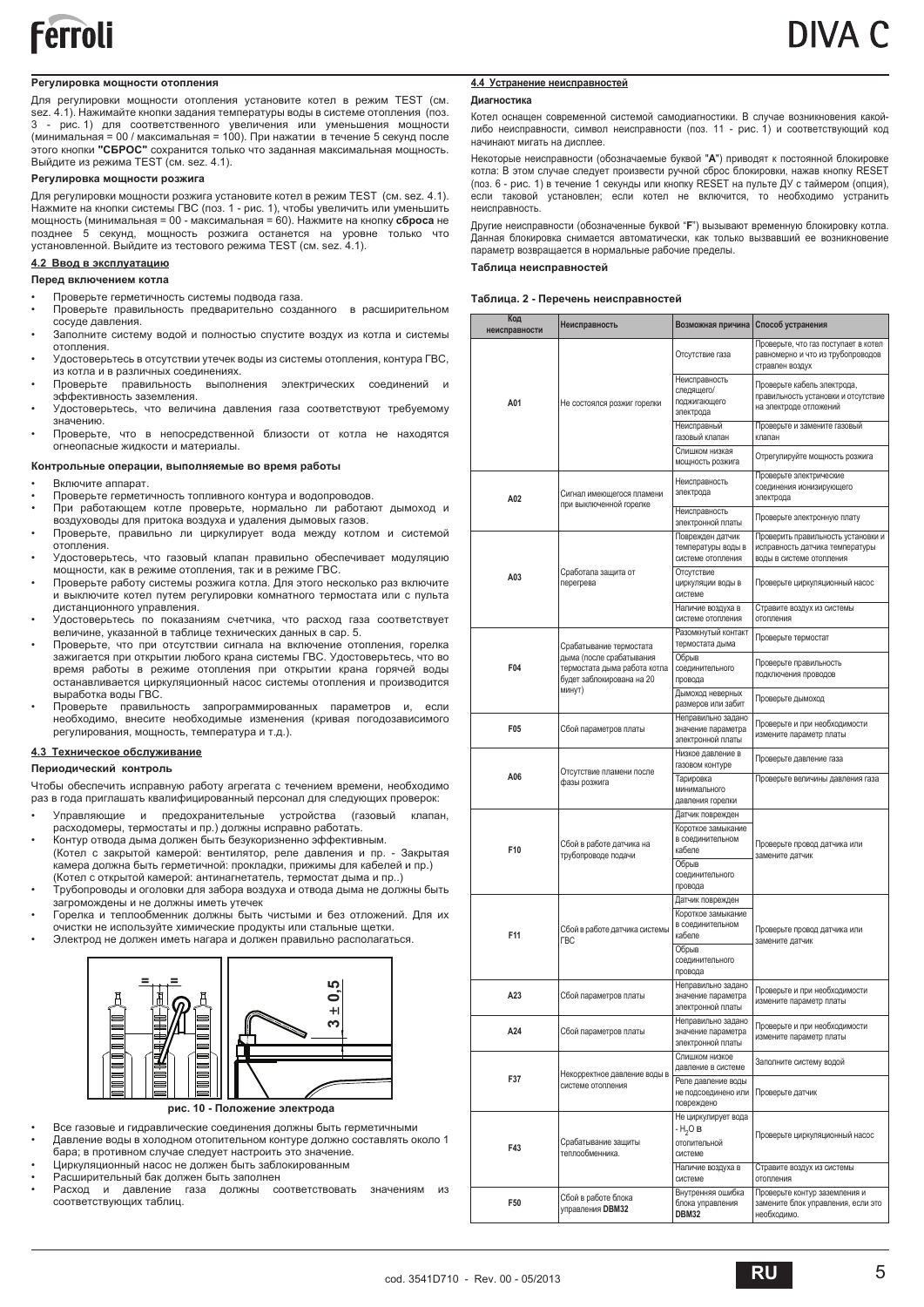**Регулировка мощности отопления**

Для регулировки мощности отопления установите котел в режим TEST (см. sez. 4.1). Нажимайте кнопки задания температуры воды в системе отопления (поз. 3 - рис. 1) для соответственного увеличения или уменьшения мощности (минимальная = 00 / максимальная = 100). При нажатии в течение 5 секунд после этого кнопки **"СБРОС"** сохранится только что заданная максимальная мощность. Выйдите из режима TEST (см. sez. 4.1).

**Регулировка мощности розжига**

Для регулировки мощности розжига установите котел в режим TEST (см. sez. 4.1). Нажмите на кнопки системы ГВС (поз. 1 - рис. 1), чтобы увеличить или уменьшить мощность (минимальная = 00 - максимальная = 60). Нажмите на кнопку **сброса** не позднее 5 секунд, мощность розжига останется на уровне только что установленной. Выйдите из тестового режима TEST (см. sez. 4.1).

## 4.2 Ввод в эксплуатацию

**Перед включением котла**

- Проверьте герметичность системы подвода газа.
- Проверьте правильность предварительно созданного в расширительном сосуде давления.
- Заполните систему водой и полностью спустите воздух из котла и системы отопления.
- Удостоверьтесь в отсутствии утечек воды из системы отопления, контура ГВС, из котла и в различных соединениях.
- Проверьте правильность выполнения электрических соединений и эффективность заземления.
- Удостоверьтесь, что величина давления газа соответствуют требуемому значению.
- Проверьте, что в непосредственной близости от котла не находятся огнеопасные жидкости и материалы.

**Контрольные операции, выполняемые во время работы**

- Включите аппарат.
- Проверьте герметичность топливного контура и водопроводов.
- При работающем котле проверьте, нормально ли работают дымоход и воздуховоды для притока воздуха и удаления дымовых газов.
- Проверьте, правильно ли циркулирует вода между котлом и системой отопления.
- Удостоверьтесь, что газовый клапан правильно обеспечивает модуляцию мощности, как в режиме отопления, так и в режиме ГВС.
- Проверьте работу системы розжига котла. Для этого несколько раз включите и выключите котел путем регулировки комнатного термостата или с пульта дистанционного управления.
- Удостоверьтесь по показаниям счетчика, что расход газа соответствует величине, указанной в таблице технических данных в cap. 5.
- Проверьте, что при отсутствии сигнала на включение отопления, горелка зажигается при открытии любого крана системы ГВС. Удостоверьтесь, что во время работы в режиме отопления при открытии крана горячей воды останавливается циркуляционный насос системы отопления и производится выработка воды ГВС.
- Проверьте правильность запрограммированных параметров и, если необходимо, внесите необходимые изменения (кривая погодозависимого регулирования, мощность, температура и т.д.).

## 4.3 Техническое обслуживание

**Периодический контроль**

Чтобы обеспечить исправную работу агрегата с течением времени, необходимо раз в года приглашать квалифицированный персонал для следующих проверок:

- Управляющие и предохранительные устройства (газовый клапан, расходомеры, термостаты и пр.) должны исправно работать.
- Контур отвода дыма должен быть безукоризненно эффективным.
  (Котел с закрытой камерой: вентилятор, реле давления и пр. - Закрытая камера должна быть герметичной: прокладки, прижимы для кабелей и пр.)
  (Котел с открытой камерой: антинагнетатель, термостат дыма и пр..)
- Трубопроводы и оголовки для забора воздуха и отвода дыма не должны быть загромождены и не должны иметь утечек
- Горелка и теплообменник должны быть чистыми и без отложений. Для их очистки не используйте химические продукты или стальные щетки.
- Электрод не должен иметь нагара и должен правильно располагаться.

= =

3 ± 0,5

**рис. 10 - Положение электрода**

- Все газовые и гидравлические соединения должны быть герметичными
- Давление воды в холодном отопительном контуре должно составлять около 1 бара; в противном случае следует настроить это значение.
- Циркуляционный насос не должен быть заблокированным
- Расширительный бак должен быть заполнен
- Расход и давление газа должны соответствовать значениям из соответствующих таблиц.

## 4.4 Устранение неисправностей

**Диагностика**

Котел оснащен современной системой самодиагностики. В случае возникновения какой-либо неисправности, символ неисправности (поз. 11 - рис. 1) и соответствующий код начинают мигать на дисплее.

Некоторые неисправности (обозначаемые буквой "**A**") приводят к постоянной блокировке котла: В этом случае следует произвести ручной сброс блокировки, нажав кнопку RESET (поз. 6 - рис. 1) в течение 1 секунды или кнопку RESET на пульте ДУ с таймером (опция), если таковой установлен; если котел не включится, то необходимо устранить неисправность.

Другие неисправности (обозначенные буквой "**F**") вызывают временную блокировку котла. Данная блокировка снимается автоматически, как только вызвавший ее возникновение параметр возвращается в нормальные рабочие пределы.

**Таблица неисправностей**

**Таблица. 2 - Перечень неисправностей**

| Код неисправности | Неисправность | Возможная причина | Способ устранения |
|---|---|---|---|
| A01 | Не состоялся розжиг горелки | Отсутствие газа | Проверьте, что газ поступает в котел равномерно и что из трубопроводов стравлен воздух |
| | | Неисправность следящего/поджигающего электрода | Проверьте кабель электрода, правильность установки и отсутствие на электроде отложений |
| | | Неисправный газовый клапан | Проверьте и замените газовый клапан |
| | | Слишком низкая мощность розжига | Отрегулируйте мощность розжига |
| A02 | Сигнал имеющегося пламени при выключенной горелке | Неисправность электрода | Проверьте электрические соединения ионизирующего электрода |
| | | Неисправность электронной платы | Проверьте электронную плату |
| A03 | Сработала защита от перегрева | Поврежден датчик температуры воды в системе отопления | Проверить правильность установки и исправность датчика температуры воды в системе отопления |
| | | Отсутствие циркуляции воды в системе | Проверьте циркуляционный насос |
| | | Наличие воздуха в системе отопления | Стравите воздух из системы отопления |
| F04 | Срабатывание термостата дыма (после срабатывания термостата дыма работа котла будет заблокирована на 20 минут) | Разомкнутый контакт термостата дыма | Проверьте термостат |
| | | Обрыв соединительного провода | Проверьте правильность подключения проводов |
| | | Дымоход неверных размеров или забит | Проверьте дымоход |
| F05 | Сбой параметров платы | Неправильно задано значение параметра электронной платы | Проверьте и при необходимости измените параметр платы |
| A06 | Отсутствие пламени после фазы розжига | Низкое давление в газовом контуре | Проверьте давление газа |
| | | Тарировка минимального давления горелки | Проверьте величины давления газа |
| F10 | Сбой в работе датчика на трубопроводе подачи | Датчик поврежден | Проверьте провод датчика или замените датчик |
| | | Короткое замыкание в соединительном кабеле | |
| | | Обрыв соединительного провода | |
| F11 | Сбой в работе датчика системы ГВС | Датчик поврежден | Проверьте провод датчика или замените датчик |
| | | Короткое замыкание в соединительном кабеле | |
| | | Обрыв соединительного провода | |
| A23 | Сбой параметров платы | Неправильно задано значение параметра электронной платы | Проверьте и при необходимости измените параметр платы |
| A24 | Сбой параметров платы | Неправильно задано значение параметра электронной платы | Проверьте и при необходимости измените параметр платы |
| F37 | Некорректное давление воды в системе отопления | Слишком низкое давление в системе | Заполните систему водой |
| | | Реле давление воды не подсоединено или повреждено | Проверьте датчик |
| F43 | Срабатывание защиты теплообменника. | Не циркулирует вода - $H_2O$ в отопительной системе | Проверьте циркуляционный насос |
| | | Наличие воздуха в системе | Стравите воздух из системы отопления |
| F50 | Сбой в работе блока управления **DBM32** | Внутренняя ошибка блока управления **DBM32** | Проверьте контур заземления и замените блок управления, если это необходимо. |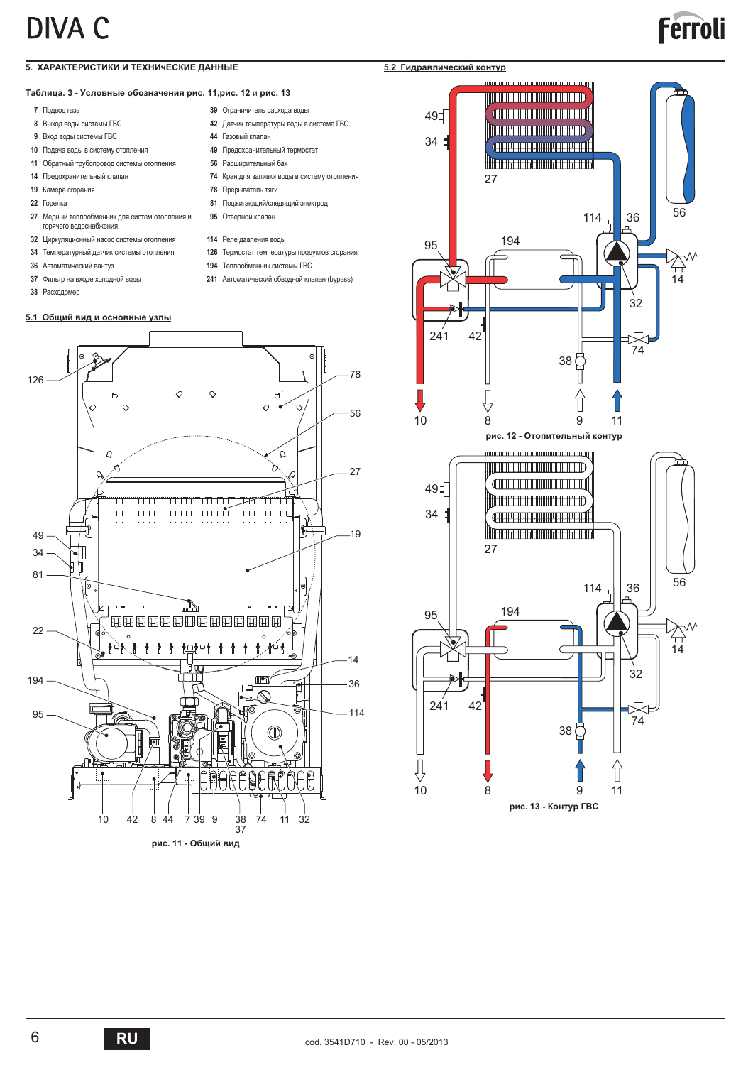## 5. ХАРАКТЕРИСТИКИ И ТЕХНИчЕСКИЕ ДАННЫЕ

**Таблица. 3 - Условные обозначения рис. 11,рис. 12 и рис. 13**

| | | | |
|---|---|---|---|
| **7** | Подвод газа | **39** | Ограничитель расхода воды |
| **8** | Выход воды системы ГВС | **42** | Датчик температуры воды в системе ГВС |
| **9** | Вход воды системы ГВС | **44** | Газовый клапан |
| **10** | Подача воды в систему отопления | **49** | Предохранительный термостат |
| **11** | Обратный трубопровод системы отопления | **56** | Расширительный бак |
| **14** | Предохранительный клапан | **74** | Кран для заливки воды в систему отопления |
| **19** | Камера сгорания | **78** | Прерыватель тяги |
| **22** | Горелка | **81** | Поджигающий/следящий электрод |
| **27** | Медный теплообменник для систем отопления и горячего водоснабжения | **95** | Отводной клапан |
| **32** | Циркуляционный насос системы отопления | **114** | Реле давления воды |
| **34** | Температурный датчик системы отопления | **126** | Термостат температуры продуктов сгорания |
| **36** | Автоматический вантуз | **194** | Теплообменник системы ГВС |
| **37** | Фильтр на входе холодной воды | **241** | Автоматический обводной клапан (bypass) |
| **38** | Расходомер | | |

### 5.1 Общий вид и основные узлы

126
78
56
27
49
34
81
19
22
14
194
36
95
114
10 42 8 44 7 39 9 38 37 74 11 32

**рис. 11 - Общий вид**

### 5.2 Гидравлический контур

49
34
27
56
114
36
95
194
14
32
241
42
74
38
10 8 9 11

**рис. 12 - Отопительный контур**

49
34
27
56
114
36
95
194
14
32
241
42
74
38
10 8 9 11

**рис. 13 - Контур ГВС**

cod. 3541D710 - Rev. 00 - 05/2013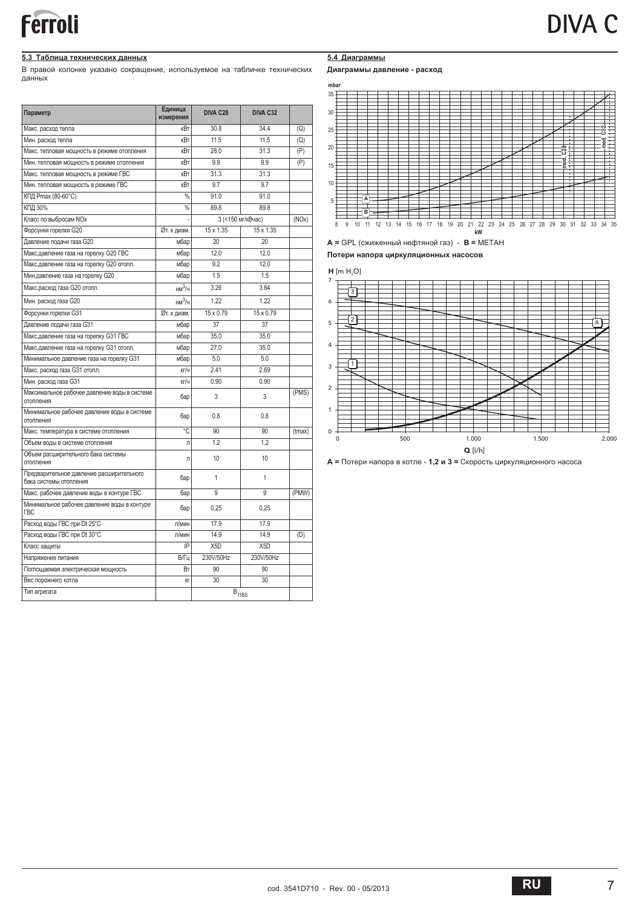### 5.3 Таблица технических данных

В правой колонке указано сокращение, используемое на табличке технических данных

| Параметр | Единица измерения | DIVA C28 | DIVA C32 | |
|---|---|---|---|---|
| Макс. расход тепла | кВт | 30.8 | 34.4 | (Q) |
| Мин. расход тепла | кВт | 11.5 | 11.5 | (Q) |
| Макс. тепловая мощность в режиме отопления | кВт | 28.0 | 31.3 | (P) |
| Мин. тепловая мощность в режиме отопления | кВт | 9.9 | 9.9 | (P) |
| Макс. тепловая мощность в режиме ГВС | кВт | 31.3 | 31.3 | |
| Мин. тепловая мощность в режиме ГВС | кВт | 9.7 | 9.7 | |
| КПД Pmax (80-60°C) | % | 91.0 | 91.0 | |
| КПД 30% | % | 89.8 | 89.8 | |
| Класс по выбросам NOx | - | 3 (<150 мг/кВчас) | | (NOx) |
| Форсунки горелки G20 | Øт. x диам. | 15 x 1.35 | 15 x 1.35 | |
| Давление подачи газа G20 | мбар | 20 | 20 | |
| Макс.давление газа на горелку G20 ГВС | мбар | 12.0 | 12.0 | |
| Макс.давление газа на горелку G20 отопл. | мбар | 9.2 | 12.0 | |
| Мин.давление газа на горелку G20 | мбар | 1.5 | 1.5 | |
| Макс.расход газа G20 отопл. | нм$^3$/ч | 3.26 | 3.64 | |
| Мин. расход газа G20 | нм$^3$/ч | 1.22 | 1.22 | |
| Форсунки горелки G31 | Øт. x диам. | 15 x 0.79 | 15 x 0.79 | |
| Давление подачи газа G31 | мбар | 37 | 37 | |
| Макс.давление газа на горелку G31 ГВС | мбар | 35.0 | 35.0 | |
| Макс.давление газа на горелку G31 отопл. | мбар | 27.0 | 35.0 | |
| Минимальное давление газа на горелку G31 | мбар | 5.0 | 5.0 | |
| Макс. расход газа G31 отопл. | кг/ч | 2.41 | 2.69 | |
| Мин. расход газа G31 | кг/ч | 0.90 | 0.90 | |
| Максимальное рабочее давление воды в системе отопления | бар | 3 | 3 | (PMS) |
| Минимальное рабочее давление воды в системе отопления | бар | 0.8 | 0.8 | |
| Макс. температура в системе отопления | °C | 90 | 90 | (tmax) |
| Объем воды в системе отопления | л | 1.2 | 1.2 | |
| Объем расширительного бака системы отопления | л | 10 | 10 | |
| Предварительное давление расширительного бака системы отопления | бар | 1 | 1 | |
| Макс. рабочее давление воды в контуре ГВС | бар | 9 | 9 | (PMW) |
| Минимальное рабочее давление воды в контуре ГВС | бар | 0,25 | 0,25 | |
| Расход воды ГВС при Dt 25°C | л/мин | 17.9 | 17.9 | |
| Расход воды ГВС при Dt 30°C | л/мин | 14.9 | 14.9 | (D) |
| Класс защиты | IP | X5D | X5D | |
| Напряжение питания | В/Гц | 230V/50Hz | 230V/50Hz | |
| Поглощаемая электрическая мощность | Вт | 90 | 90 | |
| Вес порожнего котла | кг | 30 | 30 | |
| Тип агрегата | | $B_{11BS}$ | | |

### 5.4 Диаграммы

**Диаграммы давление - расход**

mbar
35
30
25
20
15
10
5
8 9 10 11 12 13 14 15 16 17 18 19 20 21 22 23 24 25 26 27 28 29 30 31 32 33 34 35
kW
A
B
mod. C28
mod. C32

**A =** GPL (сжиженный нефтяной газ) - **B =** МЕТАН

**Потери напора циркуляционных насосов**

**H** [m $H_2O$]
7
6
5
4
3
2
1
0
0 500 1.000 1.500 2.000
**Q** [l/h]
1
2
3
A

**A =** Потери напора в котле - **1,2 и 3 =** Скорость циркуляционного насоса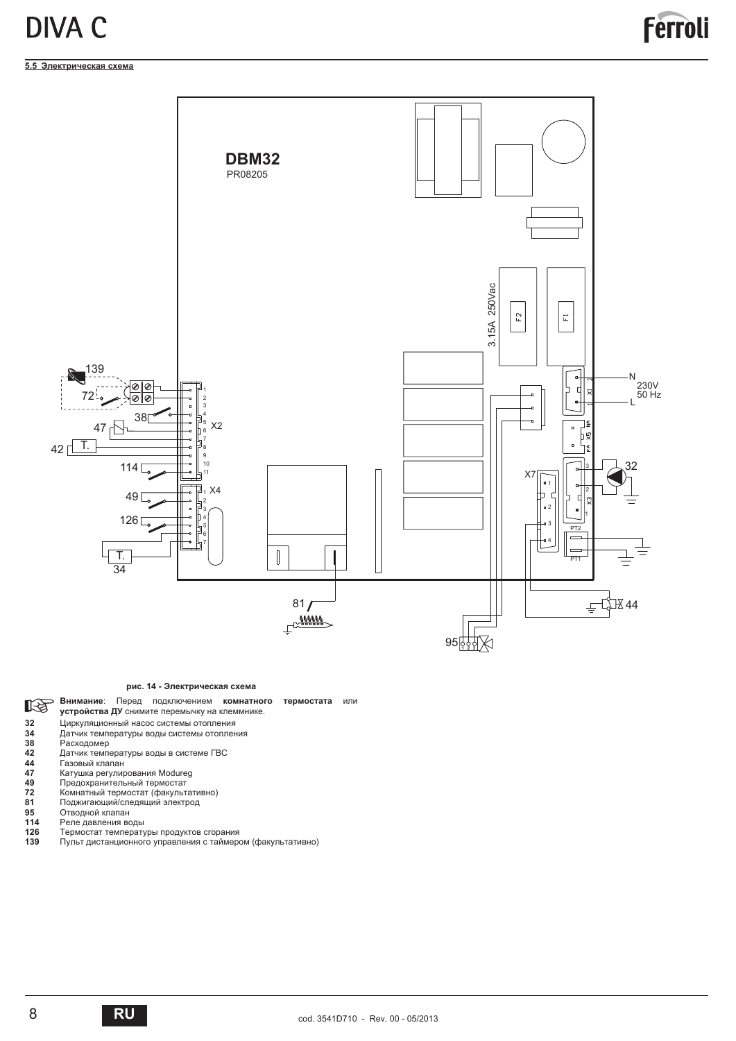### 5.5 Электрическая схема

DBM32
PR08205

3.15A 250Vac

F2

F1

N
230V
50 Hz
L

X1

X5

X2

X4

X3

X7

PT2

PT1

139

72

38

47

42

T.

114

49

126

T.

34

32

81

95

44

рис. 14 - Электрическая схема

**Внимание**: Перед подключением **комнатного термостата** или **устройства ДУ** снимите перемычку на клеммнике.

- **32** Циркуляционный насос системы отопления
- **34** Датчик температуры воды системы отопления
- **38** Расходомер
- **42** Датчик температуры воды в системе ГВС
- **44** Газовый клапан
- **47** Катушка регулирования Modureg
- **49** Предохранительный термостат
- **72** Комнатный термостат (факультативно)
- **81** Поджигающий/следящий электрод
- **95** Отводной клапан
- **114** Реле давления воды
- **126** Термостат температуры продуктов сгорания
- **139** Пульт дистанционного управления с таймером (факультативно)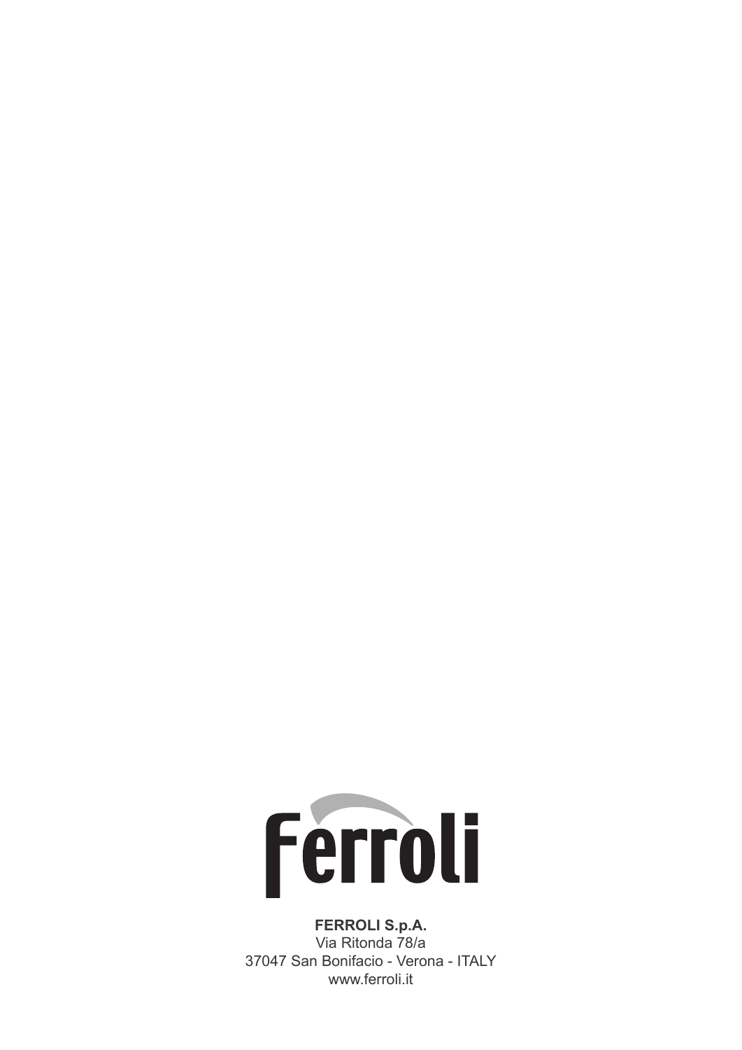**FERROLI S.p.A.**
Via Ritonda 78/a
37047 San Bonifacio - Verona - ITALY
www.ferroli.it